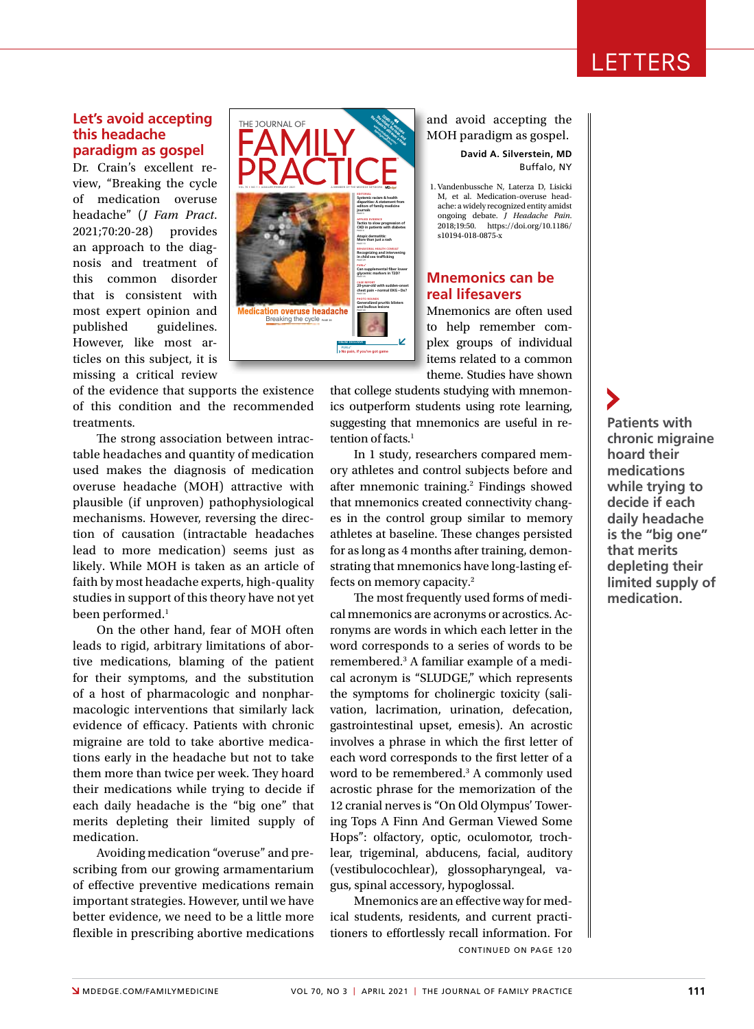# LETTERS

## Let's avoid accepting this headache paradigm as gospel

Dr. Crain's excellent review, "Breaking the cycle of medication overuse headache" (*J Fam Pract*. 2021;70:20-28) provides an approach to the diagnosis and treatment of this common disorder that is consistent with most expert opinion and published guidelines. However, like most articles on this subject, it is missing a critical review of the evidence that supports the existence of this condition and the recommended treatments.

The strong association between intractable headaches and quantity of medication used makes the diagnosis of medication overuse headache (MOH) attractive with plausible (if unproven) pathophysiological mechanisms. However, reversing the direction of causation (intractable headaches lead to more medication) seems just as likely. While MOH is taken as an article of faith by most headache experts, high-quality studies in support of this theory have not yet been performed.[1]

On the other hand, fear of MOH often leads to rigid, arbitrary limitations of abortive medications, blaming of the patient for their symptoms, and the substitution of a host of pharmacologic and nonpharmacologic interventions that similarly lack evidence of efficacy. Patients with chronic migraine are told to take abortive medications early in the headache but not to take them more than twice per week. They hoard their medications while trying to decide if each daily headache is the "big one" that merits depleting their limited supply of medication.

Avoiding medication "overuse" and prescribing from our growing armamentarium of effective preventive medications remain important strategies. However, until we have better evidence, we need to be a little more flexible in prescribing abortive medications and avoid accepting the MOH paradigm as gospel.

**David A. Silverstein, MD**
Buffalo, NY

1. Vandenbussche N, Laterza D, Lisicki M, et al. Medication-overuse headache: a widely recognized entity amidst ongoing debate. *J Headache Pain*. 2018;19:50. https://doi.org/10.1186/s10194-018-0875-x

**Patients with chronic migraine hoard their medications while trying to decide if each daily headache is the "big one" that merits depleting their limited supply of medication.**

## Mnemonics can be real lifesavers

Mnemonics are often used to help remember complex groups of individual items related to a common theme. Studies have shown that college students studying with mnemonics outperform students using rote learning, suggesting that mnemonics are useful in retention of facts.[1]

In 1 study, researchers compared memory athletes and control subjects before and after mnemonic training.[2] Findings showed that mnemonics created connectivity changes in the control group similar to memory athletes at baseline. These changes persisted for as long as 4 months after training, demonstrating that mnemonics have long-lasting effects on memory capacity.[2]

The most frequently used forms of medical mnemonics are acronyms or acrostics. Acronyms are words in which each letter in the word corresponds to a series of words to be remembered.[3] A familiar example of a medical acronym is "SLUDGE," which represents the symptoms for cholinergic toxicity (salivation, lacrimation, urination, defecation, gastrointestinal upset, emesis). An acrostic involves a phrase in which the first letter of each word corresponds to the first letter of a word to be remembered.[3] A commonly used acrostic phrase for the memorization of the 12 cranial nerves is "On Old Olympus' Towering Tops A Finn And German Viewed Some Hops": olfactory, optic, oculomotor, trochlear, trigeminal, abducens, facial, auditory (vestibulocochlear), glossopharyngeal, vagus, spinal accessory, hypoglossal.

Mnemonics are an effective way for medical students, residents, and current practitioners to effortlessly recall information. For

CONTINUED ON PAGE 120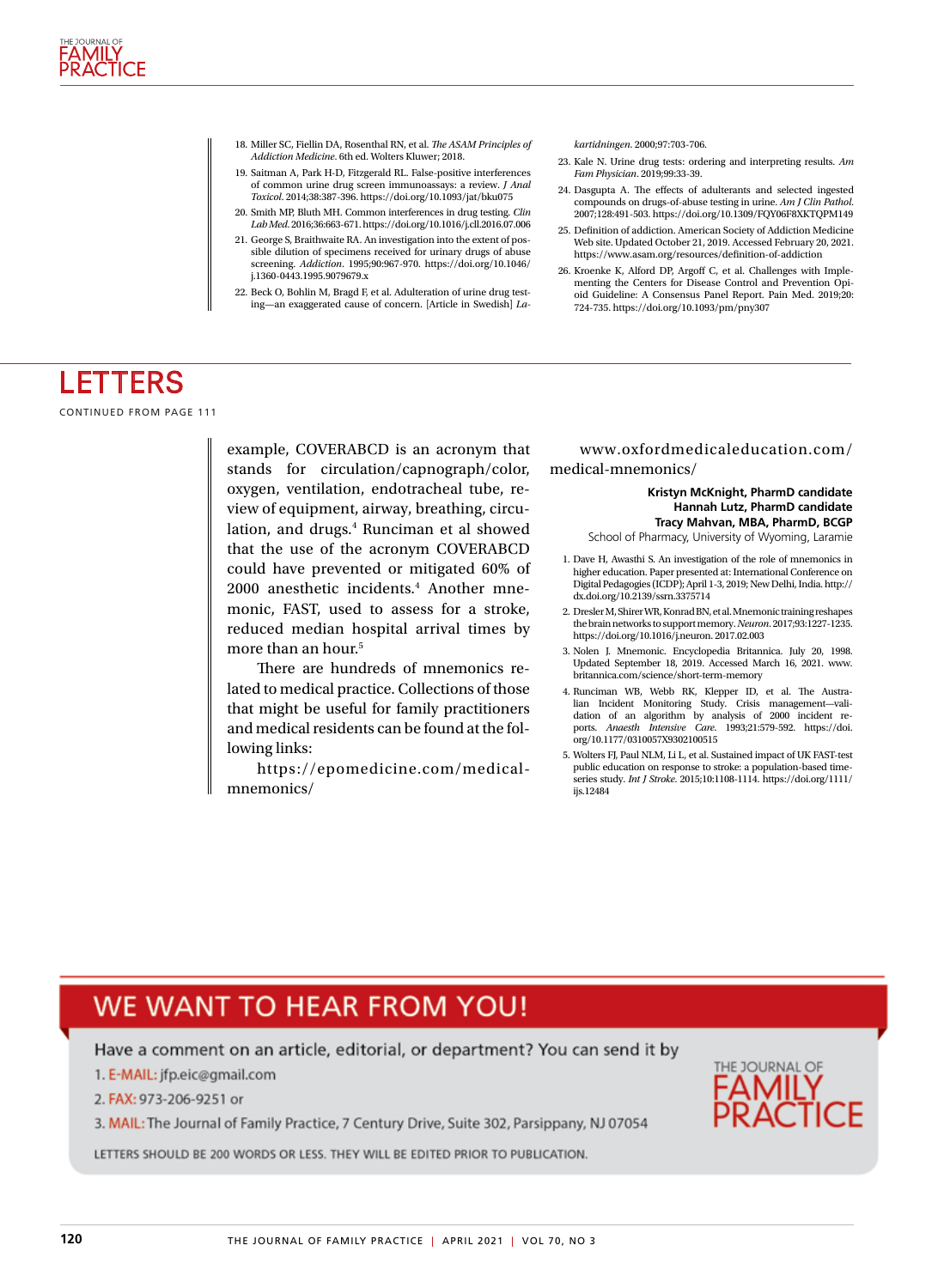18. Miller SC, Fiellin DA, Rosenthal RN, et al. *The ASAM Principles of Addiction Medicine*. 6th ed. Wolters Kluwer; 2018.
19. Saitman A, Park H-D, Fitzgerald RL. False-positive interferences of common urine drug screen immunoassays: a review. *J Anal Toxicol*. 2014;38:387-396. https://doi.org/10.1093/jat/bku075
20. Smith MP, Bluth MH. Common interferences in drug testing. *Clin Lab Med*. 2016;36:663-671. https://doi.org/10.1016/j.cll.2016.07.006
21. George S, Braithwaite RA. An investigation into the extent of possible dilution of specimens received for urinary drugs of abuse screening. *Addiction*. 1995;90:967-970. https://doi.org/10.1046/j.1360-0443.1995.9079679.x
22. Beck O, Bohlin M, Bragd F, et al. Adulteration of urine drug testing—an exaggerated cause of concern. [Article in Swedish] *Lakartidningen*. 2000;97:703-706.
23. Kale N. Urine drug tests: ordering and interpreting results. *Am Fam Physician*. 2019;99:33-39.
24. Dasgupta A. The effects of adulterants and selected ingested compounds on drugs-of-abuse testing in urine. *Am J Clin Pathol*. 2007;128:491-503. https://doi.org/10.1309/FQY06F8XKTQPM149
25. Definition of addiction. American Society of Addiction Medicine Web site. Updated October 21, 2019. Accessed February 20, 2021. https://www.asam.org/resources/definition-of-addiction
26. Kroenke K, Alford DP, Argoff C, et al. Challenges with Implementing the Centers for Disease Control and Prevention Opioid Guideline: A Consensus Panel Report. Pain Med. 2019;20:724-735. https://doi.org/10.1093/pm/pny307

# LETTERS

CONTINUED FROM PAGE 111

example, COVERABCD is an acronym that stands for circulation/capnograph/color, oxygen, ventilation, endotracheal tube, review of equipment, airway, breathing, circulation, and drugs.[4] Runciman et al showed that the use of the acronym COVERABCD could have prevented or mitigated 60% of 2000 anesthetic incidents.[4] Another mnemonic, FAST, used to assess for a stroke, reduced median hospital arrival times by more than an hour.[5]

There are hundreds of mnemonics related to medical practice. Collections of those that might be useful for family practitioners and medical residents can be found at the following links:

https://epomedicine.com/medical-mnemonics/

www.oxfordmedicaleducation.com/medical-mnemonics/

**Kristyn McKnight, PharmD candidate**
**Hannah Lutz, PharmD candidate**
**Tracy Mahvan, MBA, PharmD, BCGP**
School of Pharmacy, University of Wyoming, Laramie

1. Dave H, Awasthi S. An investigation of the role of mnemonics in higher education. Paper presented at: International Conference on Digital Pedagogies (ICDP); April 1-3, 2019; New Delhi, India. http://dx.doi.org/10.2139/ssrn.3375714
2. Dresler M, Shirer WR, Konrad BN, et al. Mnemonic training reshapes the brain networks to support memory. *Neuron*. 2017;93:1227-1235. https://doi.org/10.1016/j.neuron. 2017.02.003
3. Nolen J. Mnemonic. Encyclopedia Britannica. July 20, 1998. Updated September 18, 2019. Accessed March 16, 2021. www.britannica.com/science/short-term-memory
4. Runciman WB, Webb RK, Klepper ID, et al. The Australian Incident Monitoring Study. Crisis management—validation of an algorithm by analysis of 2000 incident reports. *Anaesth Intensive Care*. 1993;21:579-592. https://doi.org/10.1177/0310057X9302100515
5. Wolters FJ, Paul NLM, Li L, et al. Sustained impact of UK FAST-test public education on response to stroke: a population-based time-series study. *Int J Stroke*. 2015;10:1108-1114. https://doi.org/10.1111/ijs.12484

## WE WANT TO HEAR FROM YOU!

Have a comment on an article, editorial, or department? You can send it by

1. E-MAIL: jfp.eic@gmail.com
2. FAX: 973-206-9251 or
3. MAIL: The Journal of Family Practice, 7 Century Drive, Suite 302, Parsippany, NJ 07054

LETTERS SHOULD BE 200 WORDS OR LESS. THEY WILL BE EDITED PRIOR TO PUBLICATION.

THE JOURNAL OF FAMILY PRACTICE